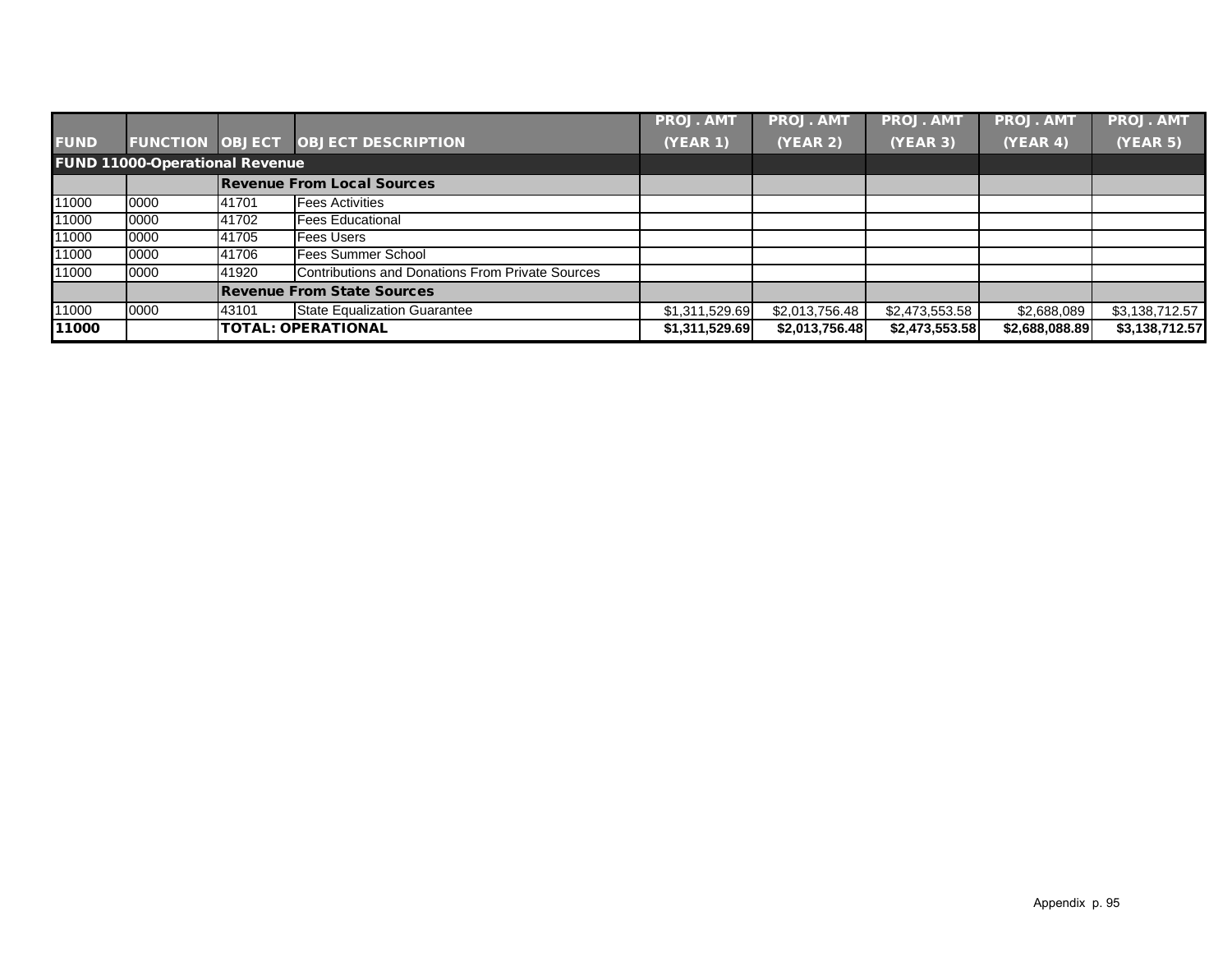| FUND | FUNCTION | OBJECT | OBJECT DESCRIPTION | PROJ. AMT (YEAR 1) | PROJ. AMT (YEAR 2) | PROJ. AMT (YEAR 3) | PROJ. AMT (YEAR 4) | PROJ. AMT (YEAR 5) |
|---|---|---|---|---|---|---|---|---|
| **FUND 11000-Operational Revenue** | | | | | | | | |
| | | **Revenue From Local Sources** | | | | | | |
| 11000 | 0000 | 41701 | Fees Activities | | | | | |
| 11000 | 0000 | 41702 | Fees Educational | | | | | |
| 11000 | 0000 | 41705 | Fees Users | | | | | |
| 11000 | 0000 | 41706 | Fees Summer School | | | | | |
| 11000 | 0000 | 41920 | Contributions and Donations From Private Sources | | | | | |
| | | **Revenue From State Sources** | | | | | | |
| 11000 | 0000 | 43101 | State Equalization Guarantee | $1,311,529.69 | $2,013,756.48 | $2,473,553.58 | $2,688,089 | $3,138,712.57 |
| **11000** | | **TOTAL: OPERATIONAL** | | **$1,311,529.69** | **$2,013,756.48** | **$2,473,553.58** | **$2,688,088.89** | **$3,138,712.57** |

Appendix p. 95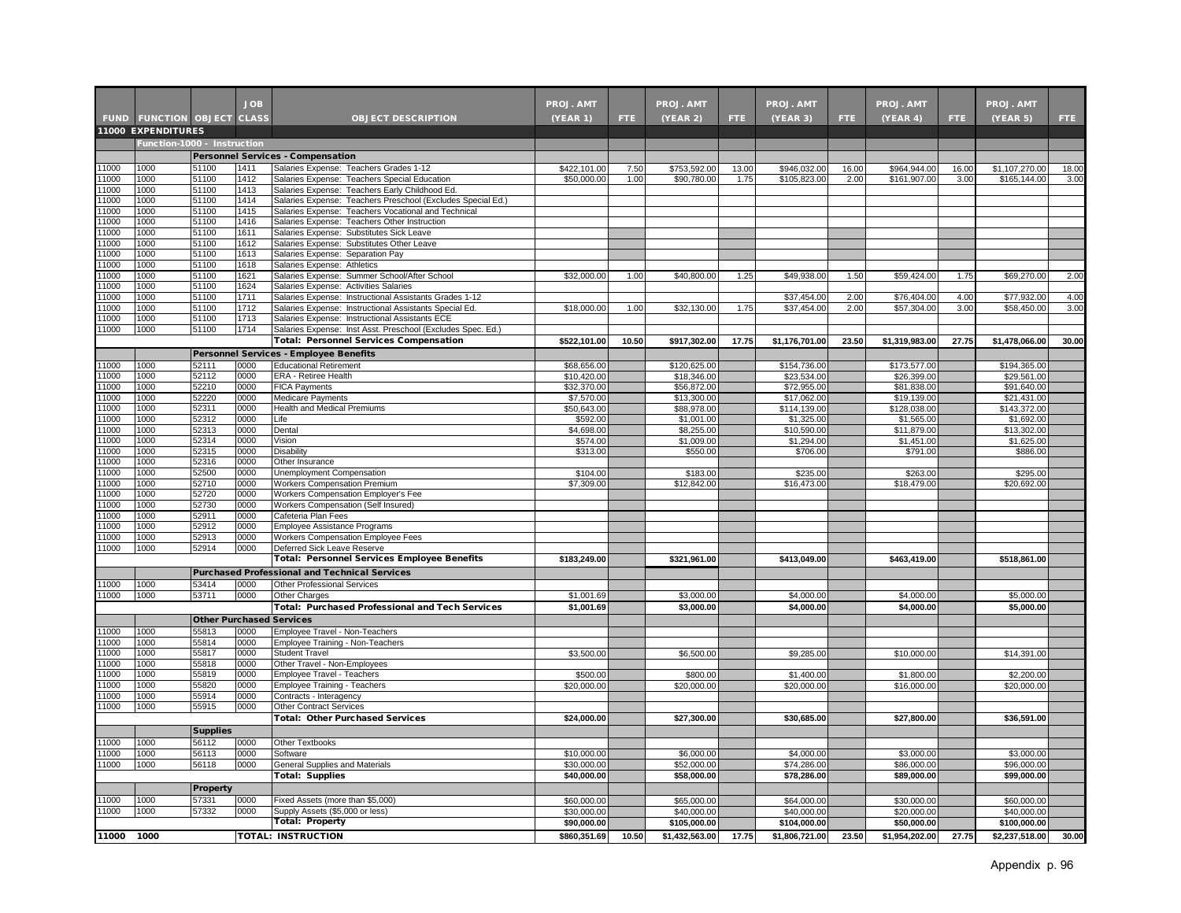| FUND | FUNCTION | OBJECT | JOB CLASS | OBJECT DESCRIPTION | PROJ. AMT (YEAR 1) | FTE | PROJ. AMT (YEAR 2) | FTE | PROJ. AMT (YEAR 3) | FTE | PROJ. AMT (YEAR 4) | FTE | PROJ. AMT (YEAR 5) | FTE |
|---|---|---|---|---|---|---|---|---|---|---|---|---|---|---|
| 11000 EXPENDITURES | | | | | | | | | | | | | | |
| | Function-1000 - Instruction | | | | | | | | | | | | | |
| | | Personnel Services - Compensation | | | | | | | | | | | | |
| 11000 | 1000 | 51100 | 1411 | Salaries Expense: Teachers Grades 1-12 | $422,101.00 | 7.50 | $753,592.00 | 13.00 | $946,032.00 | 16.00 | $964,944.00 | 16.00 | $1,107,270.00 | 18.00 |
| 11000 | 1000 | 51100 | 1412 | Salaries Expense: Teachers Special Education | $50,000.00 | 1.00 | $90,780.00 | 1.75 | $105,823.00 | 2.00 | $161,907.00 | 3.00 | $165,144.00 | 3.00 |
| 11000 | 1000 | 51100 | 1413 | Salaries Expense: Teachers Early Childhood Ed. | | | | | | | | | | |
| 11000 | 1000 | 51100 | 1414 | Salaries Expense: Teachers Preschool (Excludes Special Ed.) | | | | | | | | | | |
| 11000 | 1000 | 51100 | 1415 | Salaries Expense: Teachers Vocational and Technical | | | | | | | | | | |
| 11000 | 1000 | 51100 | 1416 | Salaries Expense: Teachers Other Instruction | | | | | | | | | | |
| 11000 | 1000 | 51100 | 1611 | Salaries Expense: Substitutes Sick Leave | | | | | | | | | | |
| 11000 | 1000 | 51100 | 1612 | Salaries Expense: Substitutes Other Leave | | | | | | | | | | |
| 11000 | 1000 | 51100 | 1613 | Salaries Expense: Separation Pay | | | | | | | | | | |
| 11000 | 1000 | 51100 | 1618 | Salaries Expense: Athletics | | | | | | | | | | |
| 11000 | 1000 | 51100 | 1621 | Salaries Expense: Summer School/After School | $32,000.00 | 1.00 | $40,800.00 | 1.25 | $49,938.00 | 1.50 | $59,424.00 | 1.75 | $69,270.00 | 2.00 |
| 11000 | 1000 | 51100 | 1624 | Salaries Expense: Activities Salaries | | | | | | | | | | |
| 11000 | 1000 | 51100 | 1711 | Salaries Expense: Instructional Assistants Grades 1-12 | | | | | $37,454.00 | 2.00 | $76,404.00 | 4.00 | $77,932.00 | 4.00 |
| 11000 | 1000 | 51100 | 1712 | Salaries Expense: Instructional Assistants Special Ed. | $18,000.00 | 1.00 | $32,130.00 | 1.75 | $37,454.00 | 2.00 | $57,304.00 | 3.00 | $58,450.00 | 3.00 |
| 11000 | 1000 | 51100 | 1713 | Salaries Expense: Instructional Assistants ECE | | | | | | | | | | |
| 11000 | 1000 | 51100 | 1714 | Salaries Expense: Inst Asst. Preschool (Excludes Spec. Ed.) | | | | | | | | | | |
| | | | | **Total: Personnel Services Compensation** | **$522,101.00** | **10.50** | **$917,302.00** | **17.75** | **$1,176,701.00** | **23.50** | **$1,319,983.00** | **27.75** | **$1,478,066.00** | **30.00** |
| | | Personnel Services - Employee Benefits | | | | | | | | | | | | |
| 11000 | 1000 | 52111 | 0000 | Educational Retirement | $68,656.00 | | $120,625.00 | | $154,736.00 | | $173,577.00 | | $194,365.00 | |
| 11000 | 1000 | 52112 | 0000 | ERA - Retiree Health | $10,420.00 | | $18,346.00 | | $23,534.00 | | $26,399.00 | | $29,561.00 | |
| 11000 | 1000 | 52210 | 0000 | FICA Payments | $32,370.00 | | $56,872.00 | | $72,955.00 | | $81,838.00 | | $91,640.00 | |
| 11000 | 1000 | 52220 | 0000 | Medicare Payments | $7,570.00 | | $13,300.00 | | $17,062.00 | | $19,139.00 | | $21,431.00 | |
| 11000 | 1000 | 52311 | 0000 | Health and Medical Premiums | $50,643.00 | | $88,978.00 | | $114,139.00 | | $128,038.00 | | $143,372.00 | |
| 11000 | 1000 | 52312 | 0000 | Life | $592.00 | | $1,001.00 | | $1,325.00 | | $1,565.00 | | $1,692.00 | |
| 11000 | 1000 | 52313 | 0000 | Dental | $4,698.00 | | $8,255.00 | | $10,590.00 | | $11,879.00 | | $13,302.00 | |
| 11000 | 1000 | 52314 | 0000 | Vision | $574.00 | | $1,009.00 | | $1,294.00 | | $1,451.00 | | $1,625.00 | |
| 11000 | 1000 | 52315 | 0000 | Disability | $313.00 | | $550.00 | | $706.00 | | $791.00 | | $886.00 | |
| 11000 | 1000 | 52316 | 0000 | Other Insurance | | | | | | | | | | |
| 11000 | 1000 | 52500 | 0000 | Unemployment Compensation | $104.00 | | $183.00 | | $235.00 | | $263.00 | | $295.00 | |
| 11000 | 1000 | 52710 | 0000 | Workers Compensation Premium | $7,309.00 | | $12,842.00 | | $16,473.00 | | $18,479.00 | | $20,692.00 | |
| 11000 | 1000 | 52720 | 0000 | Workers Compensation Employer's Fee | | | | | | | | | | |
| 11000 | 1000 | 52730 | 0000 | Workers Compensation (Self Insured) | | | | | | | | | | |
| 11000 | 1000 | 52911 | 0000 | Cafeteria Plan Fees | | | | | | | | | | |
| 11000 | 1000 | 52912 | 0000 | Employee Assistance Programs | | | | | | | | | | |
| 11000 | 1000 | 52913 | 0000 | Workers Compensation Employee Fees | | | | | | | | | | |
| 11000 | 1000 | 52914 | 0000 | Deferred Sick Leave Reserve | | | | | | | | | | |
| | | | | **Total: Personnel Services Employee Benefits** | **$183,249.00** | | **$321,961.00** | | **$413,049.00** | | **$463,419.00** | | **$518,861.00** | |
| | | Purchased Professional and Technical Services | | | | | | | | | | | | |
| 11000 | 1000 | 53414 | 0000 | Other Professional Services | | | | | | | | | | |
| 11000 | 1000 | 53711 | 0000 | Other Charges | $1,001.69 | | $3,000.00 | | $4,000.00 | | $4,000.00 | | $5,000.00 | |
| | | | | **Total: Purchased Professional and Tech Services** | **$1,001.69** | | **$3,000.00** | | **$4,000.00** | | **$4,000.00** | | **$5,000.00** | |
| | | Other Purchased Services | | | | | | | | | | | | |
| 11000 | 1000 | 55813 | 0000 | Employee Travel - Non-Teachers | | | | | | | | | | |
| 11000 | 1000 | 55814 | 0000 | Employee Training - Non-Teachers | | | | | | | | | | |
| 11000 | 1000 | 55817 | 0000 | Student Travel | $3,500.00 | | $6,500.00 | | $9,285.00 | | $10,000.00 | | $14,391.00 | |
| 11000 | 1000 | 55818 | 0000 | Other Travel - Non-Employees | | | | | | | | | | |
| 11000 | 1000 | 55819 | 0000 | Employee Travel - Teachers | $500.00 | | $800.00 | | $1,400.00 | | $1,800.00 | | $2,200.00 | |
| 11000 | 1000 | 55820 | 0000 | Employee Training - Teachers | $20,000.00 | | $20,000.00 | | $20,000.00 | | $16,000.00 | | $20,000.00 | |
| 11000 | 1000 | 55914 | 0000 | Contracts - Interagency | | | | | | | | | | |
| 11000 | 1000 | 55915 | 0000 | Other Contract Services | | | | | | | | | | |
| | | | | **Total: Other Purchased Services** | **$24,000.00** | | **$27,300.00** | | **$30,685.00** | | **$27,800.00** | | **$36,591.00** | |
| | | Supplies | | | | | | | | | | | | |
| 11000 | 1000 | 56112 | 0000 | Other Textbooks | | | | | | | | | | |
| 11000 | 1000 | 56113 | 0000 | Software | $10,000.00 | | $6,000.00 | | $4,000.00 | | $3,000.00 | | $3,000.00 | |
| 11000 | 1000 | 56118 | 0000 | General Supplies and Materials | $30,000.00 | | $52,000.00 | | $74,286.00 | | $86,000.00 | | $96,000.00 | |
| | | | | **Total: Supplies** | **$40,000.00** | | **$58,000.00** | | **$78,286.00** | | **$89,000.00** | | **$99,000.00** | |
| | | Property | | | | | | | | | | | | |
| 11000 | 1000 | 57331 | 0000 | Fixed Assets (more than $5,000) | $60,000.00 | | $65,000.00 | | $64,000.00 | | $30,000.00 | | $60,000.00 | |
| 11000 | 1000 | 57332 | 0000 | Supply Assets ($5,000 or less) | $30,000.00 | | $40,000.00 | | $40,000.00 | | $20,000.00 | | $40,000.00 | |
| | | | | **Total: Property** | **$90,000.00** | | **$105,000.00** | | **$104,000.00** | | **$50,000.00** | | **$100,000.00** | |
| **11000** | **1000** | | | **TOTAL: INSTRUCTION** | **$860,351.69** | **10.50** | **$1,432,563.00** | **17.75** | **$1,806,721.00** | **23.50** | **$1,954,202.00** | **27.75** | **$2,237,518.00** | **30.00** |

Appendix p. 96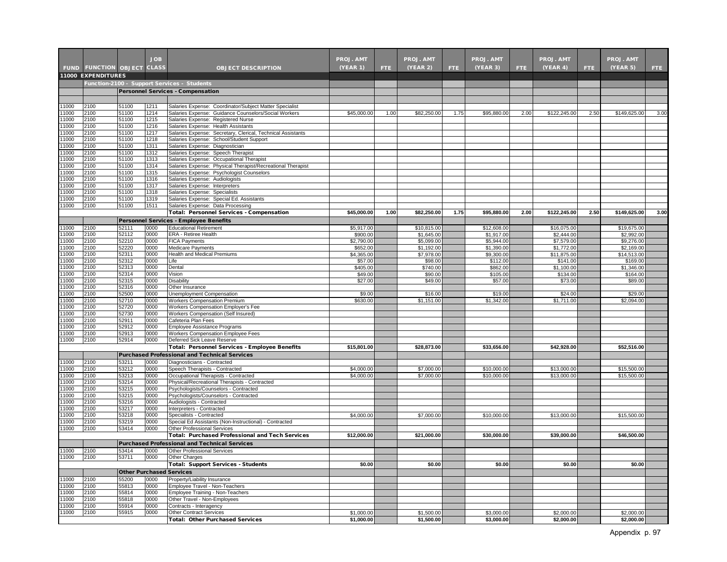| FUND | FUNCTION | OBJECT | JOB CLASS | OBJECT DESCRIPTION | PROJ. AMT (YEAR 1) | FTE | PROJ. AMT (YEAR 2) | FTE | PROJ. AMT (YEAR 3) | FTE | PROJ. AMT (YEAR 4) | FTE | PROJ. AMT (YEAR 5) | FTE |
|---|---|---|---|---|---|---|---|---|---|---|---|---|---|---|
| **11000 EXPENDITURES** | | | | | | | | | | | | | | |
| | **Function-2100 - Support Services - Students** | | | | | | | | | | | | | |
| | | **Personnel Services - Compensation** | | | | | | | | | | | | |
| 11000 | 2100 | 51100 | 1211 | Salaries Expense: Coordinator/Subject Matter Specialist | | | | | | | | | | |
| 11000 | 2100 | 51100 | 1214 | Salaries Expense: Guidance Counselors/Social Workers | $45,000.00 | 1.00 | $82,250.00 | 1.75 | $95,880.00 | 2.00 | $122,245.00 | 2.50 | $149,625.00 | 3.00 |
| 11000 | 2100 | 51100 | 1215 | Salaries Expense: Registered Nurse | | | | | | | | | | |
| 11000 | 2100 | 51100 | 1216 | Salaries Expense: Health Assistants | | | | | | | | | | |
| 11000 | 2100 | 51100 | 1217 | Salaries Expense: Secretary, Clerical, Technical Assistants | | | | | | | | | | |
| 11000 | 2100 | 51100 | 1218 | Salaries Expense: School/Student Support | | | | | | | | | | |
| 11000 | 2100 | 51100 | 1311 | Salaries Expense: Diagnostician | | | | | | | | | | |
| 11000 | 2100 | 51100 | 1312 | Salaries Expense: Speech Therapist | | | | | | | | | | |
| 11000 | 2100 | 51100 | 1313 | Salaries Expense: Occupational Therapist | | | | | | | | | | |
| 11000 | 2100 | 51100 | 1314 | Salaries Expense: Physical Therapist/Recreational Therapist | | | | | | | | | | |
| 11000 | 2100 | 51100 | 1315 | Salaries Expense: Psychologist Counselors | | | | | | | | | | |
| 11000 | 2100 | 51100 | 1316 | Salaries Expense: Audiologists | | | | | | | | | | |
| 11000 | 2100 | 51100 | 1317 | Salaries Expense: Interpreters | | | | | | | | | | |
| 11000 | 2100 | 51100 | 1318 | Salaries Expense: Specialists | | | | | | | | | | |
| 11000 | 2100 | 51100 | 1319 | Salaries Expense: Special Ed. Assistants | | | | | | | | | | |
| 11000 | 2100 | 51100 | 1511 | Salaries Expense: Data Processing | | | | | | | | | | |
| | | | | **Total: Personnel Services - Compensation** | **$45,000.00** | **1.00** | **$82,250.00** | **1.75** | **$95,880.00** | **2.00** | **$122,245.00** | **2.50** | **$149,625.00** | **3.00** |
| | | **Personnel Services - Employee Benefits** | | | | | | | | | | | | |
| 11000 | 2100 | 52111 | 0000 | Educational Retirement | $5,917.00 | | $10,815.00 | | $12,608.00 | | $16,075.00 | | $19,675.00 | |
| 11000 | 2100 | 52112 | 0000 | ERA - Retiree Health | $900.00 | | $1,645.00 | | $1,917.00 | | $2,444.00 | | $2,992.00 | |
| 11000 | 2100 | 52210 | 0000 | FICA Payments | $2,790.00 | | $5,099.00 | | $5,944.00 | | $7,579.00 | | $9,276.00 | |
| 11000 | 2100 | 52220 | 0000 | Medicare Payments | $652.00 | | $1,192.00 | | $1,390.00 | | $1,772.00 | | $2,169.00 | |
| 11000 | 2100 | 52311 | 0000 | Health and Medical Premiums | $4,365.00 | | $7,978.00 | | $9,300.00 | | $11,875.00 | | $14,513.00 | |
| 11000 | 2100 | 52312 | 0000 | Life | $57.00 | | $98.00 | | $112.00 | | $141.00 | | $169.00 | |
| 11000 | 2100 | 52313 | 0000 | Dental | $405.00 | | $740.00 | | $862.00 | | $1,100.00 | | $1,346.00 | |
| 11000 | 2100 | 52314 | 0000 | Vision | $49.00 | | $90.00 | | $105.00 | | $134.00 | | $164.00 | |
| 11000 | 2100 | 52315 | 0000 | Disability | $27.00 | | $49.00 | | $57.00 | | $73.00 | | $89.00 | |
| 11000 | 2100 | 52316 | 0000 | Other Insurance | | | | | | | | | | |
| 11000 | 2100 | 52500 | 0000 | Unemployment Compensation | $9.00 | | $16.00 | | $19.00 | | $24.00 | | $29.00 | |
| 11000 | 2100 | 52710 | 0000 | Workers Compensation Premium | $630.00 | | $1,151.00 | | $1,342.00 | | $1,711.00 | | $2,094.00 | |
| 11000 | 2100 | 52720 | 0000 | Workers Compensation Employer's Fee | | | | | | | | | | |
| 11000 | 2100 | 52730 | 0000 | Workers Compensation (Self Insured) | | | | | | | | | | |
| 11000 | 2100 | 52911 | 0000 | Cafeteria Plan Fees | | | | | | | | | | |
| 11000 | 2100 | 52912 | 0000 | Employee Assistance Programs | | | | | | | | | | |
| 11000 | 2100 | 52913 | 0000 | Workers Compensation Employee Fees | | | | | | | | | | |
| 11000 | 2100 | 52914 | 0000 | Deferred Sick Leave Reserve | | | | | | | | | | |
| | | | | **Total: Personnel Services - Employee Benefits** | **$15,801.00** | | **$28,873.00** | | **$33,656.00** | | **$42,928.00** | | **$52,516.00** | |
| | | **Purchased Professional and Technical Services** | | | | | | | | | | | | |
| 11000 | 2100 | 53211 | 0000 | Diagnosticians - Contracted | | | | | | | | | | |
| 11000 | 2100 | 53212 | 0000 | Speech Therapists - Contracted | $4,000.00 | | $7,000.00 | | $10,000.00 | | $13,000.00 | | $15,500.00 | |
| 11000 | 2100 | 53213 | 0000 | Occupational Therapists - Contracted | $4,000.00 | | $7,000.00 | | $10,000.00 | | $13,000.00 | | $15,500.00 | |
| 11000 | 2100 | 53214 | 0000 | Physical/Recreational Therapists - Contracted | | | | | | | | | | |
| 11000 | 2100 | 53215 | 0000 | Psychologists/Counselors - Contracted | | | | | | | | | | |
| 11000 | 2100 | 53215 | 0000 | Psychologists/Counselors - Contracted | | | | | | | | | | |
| 11000 | 2100 | 53216 | 0000 | Audiologists - Contracted | | | | | | | | | | |
| 11000 | 2100 | 53217 | 0000 | Interpreters - Contracted | | | | | | | | | | |
| 11000 | 2100 | 53218 | 0000 | Specialists - Contracted | $4,000.00 | | $7,000.00 | | $10,000.00 | | $13,000.00 | | $15,500.00 | |
| 11000 | 2100 | 53219 | 0000 | Special Ed Assistants (Non-Instructional) - Contracted | | | | | | | | | | |
| 11000 | 2100 | 53414 | 0000 | Other Professional Services | | | | | | | | | | |
| | | | | **Total: Purchased Professional and Tech Services** | **$12,000.00** | | **$21,000.00** | | **$30,000.00** | | **$39,000.00** | | **$46,500.00** | |
| | | **Purchased Professional and Technical Services** | | | | | | | | | | | | |
| 11000 | 2100 | 53414 | 0000 | Other Professional Services | | | | | | | | | | |
| 11000 | 2100 | 53711 | 0000 | Other Charges | | | | | | | | | | |
| | | | | **Total: Support Services - Students** | **$0.00** | | **$0.00** | | **$0.00** | | **$0.00** | | **$0.00** | |
| | | **Other Purchased Services** | | | | | | | | | | | | |
| 11000 | 2100 | 55200 | 0000 | Property/Liability Insurance | | | | | | | | | | |
| 11000 | 2100 | 55813 | 0000 | Employee Travel - Non-Teachers | | | | | | | | | | |
| 11000 | 2100 | 55814 | 0000 | Employee Training - Non-Teachers | | | | | | | | | | |
| 11000 | 2100 | 55818 | 0000 | Other Travel - Non-Employees | | | | | | | | | | |
| 11000 | 2100 | 55914 | 0000 | Contracts - Interagency | | | | | | | | | | |
| 11000 | 2100 | 55915 | 0000 | Other Contract Services | $1,000.00 | | $1,500.00 | | $3,000.00 | | $2,000.00 | | $2,000.00 | |
| | | | | **Total: Other Purchased Services** | **$1,000.00** | | **$1,500.00** | | **$3,000.00** | | **$2,000.00** | | **$2,000.00** | |

Appendix p. 97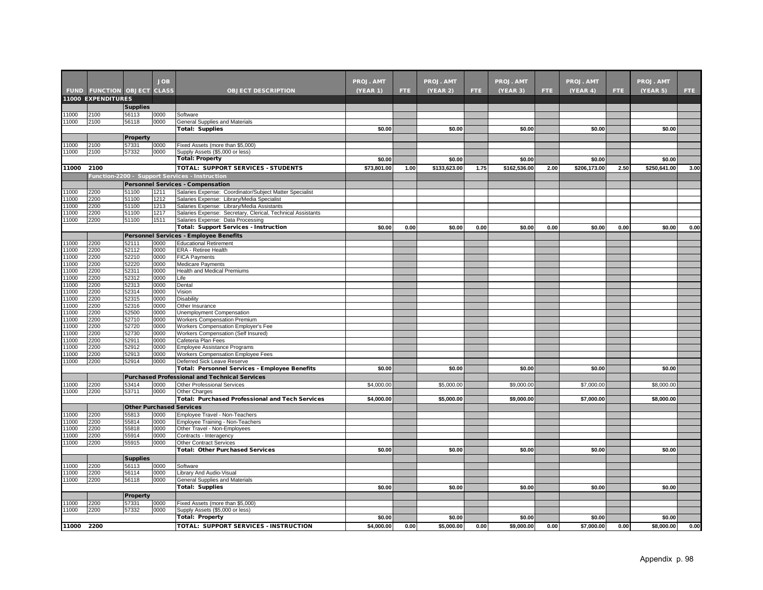| FUND | FUNCTION | OBJECT | JOB CLASS | OBJECT DESCRIPTION | PROJ. AMT (YEAR 1) | FTE | PROJ. AMT (YEAR 2) | FTE | PROJ. AMT (YEAR 3) | FTE | PROJ. AMT (YEAR 4) | FTE | PROJ. AMT (YEAR 5) | FTE |
|---|---|---|---|---|---|---|---|---|---|---|---|---|---|---|
| **11000 EXPENDITURES** | | | | | | | | | | | | | | |
| | | **Supplies** | | | | | | | | | | | | |
| 11000 | 2100 | 56113 | 0000 | Software | | | | | | | | | | |
| 11000 | 2100 | 56118 | 0000 | General Supplies and Materials | | | | | | | | | | |
| | | | | **Total: Supplies** | **$0.00** | | **$0.00** | | **$0.00** | | **$0.00** | | **$0.00** | |
| | | **Property** | | | | | | | | | | | | |
| 11000 | 2100 | 57331 | 0000 | Fixed Assets (more than $5,000) | | | | | | | | | | |
| 11000 | 2100 | 57332 | 0000 | Supply Assets ($5,000 or less) | | | | | | | | | | |
| | | | | **Total: Property** | **$0.00** | | **$0.00** | | **$0.00** | | **$0.00** | | **$0.00** | |
| **11000** | **2100** | | | **TOTAL: SUPPORT SERVICES - STUDENTS** | **$73,801.00** | **1.00** | **$133,623.00** | **1.75** | **$162,536.00** | **2.00** | **$206,173.00** | **2.50** | **$250,641.00** | **3.00** |
| | **Function-2200 - Support Services - Instruction** | | | | | | | | | | | | | |
| | | **Personnel Services - Compensation** | | | | | | | | | | | | |
| 11000 | 2200 | 51100 | 1211 | Salaries Expense: Coordinator/Subject Matter Specialist | | | | | | | | | | |
| 11000 | 2200 | 51100 | 1212 | Salaries Expense: Library/Media Specialist | | | | | | | | | | |
| 11000 | 2200 | 51100 | 1213 | Salaries Expense: Library/Media Assistants | | | | | | | | | | |
| 11000 | 2200 | 51100 | 1217 | Salaries Expense: Secretary, Clerical, Technical Assistants | | | | | | | | | | |
| 11000 | 2200 | 51100 | 1511 | Salaries Expense: Data Processing | | | | | | | | | | |
| | | | | **Total: Support Services - Instruction** | **$0.00** | **0.00** | **$0.00** | **0.00** | **$0.00** | **0.00** | **$0.00** | **0.00** | **$0.00** | **0.00** |
| | | **Personnel Services - Employee Benefits** | | | | | | | | | | | | |
| 11000 | 2200 | 52111 | 0000 | Educational Retirement | | | | | | | | | | |
| 11000 | 2200 | 52112 | 0000 | ERA - Retiree Health | | | | | | | | | | |
| 11000 | 2200 | 52210 | 0000 | FICA Payments | | | | | | | | | | |
| 11000 | 2200 | 52220 | 0000 | Medicare Payments | | | | | | | | | | |
| 11000 | 2200 | 52311 | 0000 | Health and Medical Premiums | | | | | | | | | | |
| 11000 | 2200 | 52312 | 0000 | Life | | | | | | | | | | |
| 11000 | 2200 | 52313 | 0000 | Dental | | | | | | | | | | |
| 11000 | 2200 | 52314 | 0000 | Vision | | | | | | | | | | |
| 11000 | 2200 | 52315 | 0000 | Disability | | | | | | | | | | |
| 11000 | 2200 | 52316 | 0000 | Other Insurance | | | | | | | | | | |
| 11000 | 2200 | 52500 | 0000 | Unemployment Compensation | | | | | | | | | | |
| 11000 | 2200 | 52710 | 0000 | Workers Compensation Premium | | | | | | | | | | |
| 11000 | 2200 | 52720 | 0000 | Workers Compensation Employer's Fee | | | | | | | | | | |
| 11000 | 2200 | 52730 | 0000 | Workers Compensation (Self Insured) | | | | | | | | | | |
| 11000 | 2200 | 52911 | 0000 | Cafeteria Plan Fees | | | | | | | | | | |
| 11000 | 2200 | 52912 | 0000 | Employee Assistance Programs | | | | | | | | | | |
| 11000 | 2200 | 52913 | 0000 | Workers Compensation Employee Fees | | | | | | | | | | |
| 11000 | 2200 | 52914 | 0000 | Deferred Sick Leave Reserve | | | | | | | | | | |
| | | | | **Total: Personnel Services - Employee Benefits** | **$0.00** | | **$0.00** | | **$0.00** | | **$0.00** | | **$0.00** | |
| | | **Purchased Professional and Technical Services** | | | | | | | | | | | | |
| 11000 | 2200 | 53414 | 0000 | Other Professional Services | $4,000.00 | | $5,000.00 | | $9,000.00 | | $7,000.00 | | $8,000.00 | |
| 11000 | 2200 | 53711 | 0000 | Other Charges | | | | | | | | | | |
| | | | | **Total: Purchased Professional and Tech Services** | **$4,000.00** | | **$5,000.00** | | **$9,000.00** | | **$7,000.00** | | **$8,000.00** | |
| | | **Other Purchased Services** | | | | | | | | | | | | |
| 11000 | 2200 | 55813 | 0000 | Employee Travel - Non-Teachers | | | | | | | | | | |
| 11000 | 2200 | 55814 | 0000 | Employee Training - Non-Teachers | | | | | | | | | | |
| 11000 | 2200 | 55818 | 0000 | Other Travel - Non-Employees | | | | | | | | | | |
| 11000 | 2200 | 55914 | 0000 | Contracts - Interagency | | | | | | | | | | |
| 11000 | 2200 | 55915 | 0000 | Other Contract Services | | | | | | | | | | |
| | | | | **Total: Other Purchased Services** | **$0.00** | | **$0.00** | | **$0.00** | | **$0.00** | | **$0.00** | |
| | | **Supplies** | | | | | | | | | | | | |
| 11000 | 2200 | 56113 | 0000 | Software | | | | | | | | | | |
| 11000 | 2200 | 56114 | 0000 | Library And Audio-Visual | | | | | | | | | | |
| 11000 | 2200 | 56118 | 0000 | General Supplies and Materials | | | | | | | | | | |
| | | | | **Total: Supplies** | **$0.00** | | **$0.00** | | **$0.00** | | **$0.00** | | **$0.00** | |
| | | **Property** | | | | | | | | | | | | |
| 11000 | 2200 | 57331 | 0000 | Fixed Assets (more than $5,000) | | | | | | | | | | |
| 11000 | 2200 | 57332 | 0000 | Supply Assets ($5,000 or less) | | | | | | | | | | |
| | | | | **Total: Property** | **$0.00** | | **$0.00** | | **$0.00** | | **$0.00** | | **$0.00** | |
| **11000** | **2200** | | | **TOTAL: SUPPORT SERVICES - INSTRUCTION** | **$4,000.00** | **0.00** | **$5,000.00** | **0.00** | **$9,000.00** | **0.00** | **$7,000.00** | **0.00** | **$8,000.00** | **0.00** |

Appendix p. 98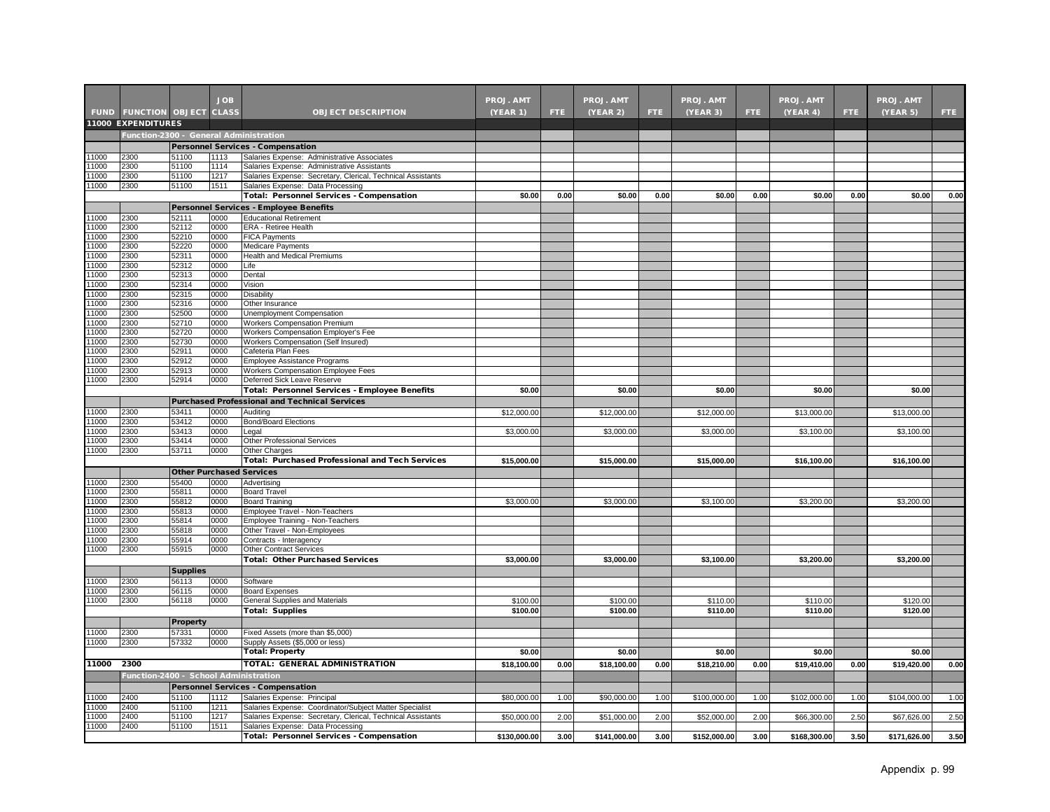| FUND | FUNCTION | OBJECT | JOB CLASS | OBJECT DESCRIPTION | PROJ. AMT (YEAR 1) | FTE | PROJ. AMT (YEAR 2) | FTE | PROJ. AMT (YEAR 3) | FTE | PROJ. AMT (YEAR 4) | FTE | PROJ. AMT (YEAR 5) | FTE |
|---|---|---|---|---|---|---|---|---|---|---|---|---|---|---|
| **11000 EXPENDITURES** | | | | | | | | | | | | | | |
| **Function-2300 - General Administration** | | | | | | | | | | | | | | |
| | | **Personnel Services - Compensation** | | | | | | | | | | | | |
| 11000 | 2300 | 51100 | 1113 | Salaries Expense: Administrative Associates | | | | | | | | | | |
| 11000 | 2300 | 51100 | 1114 | Salaries Expense: Administrative Assistants | | | | | | | | | | |
| 11000 | 2300 | 51100 | 1217 | Salaries Expense: Secretary, Clerical, Technical Assistants | | | | | | | | | | |
| 11000 | 2300 | 51100 | 1511 | Salaries Expense: Data Processing | | | | | | | | | | |
| | | | | **Total: Personnel Services - Compensation** | **$0.00** | **0.00** | **$0.00** | **0.00** | **$0.00** | **0.00** | **$0.00** | **0.00** | **$0.00** | **0.00** |
| | | **Personnel Services - Employee Benefits** | | | | | | | | | | | | |
| 11000 | 2300 | 52111 | 0000 | Educational Retirement | | | | | | | | | | |
| 11000 | 2300 | 52112 | 0000 | ERA - Retiree Health | | | | | | | | | | |
| 11000 | 2300 | 52210 | 0000 | FICA Payments | | | | | | | | | | |
| 11000 | 2300 | 52220 | 0000 | Medicare Payments | | | | | | | | | | |
| 11000 | 2300 | 52311 | 0000 | Health and Medical Premiums | | | | | | | | | | |
| 11000 | 2300 | 52312 | 0000 | Life | | | | | | | | | | |
| 11000 | 2300 | 52313 | 0000 | Dental | | | | | | | | | | |
| 11000 | 2300 | 52314 | 0000 | Vision | | | | | | | | | | |
| 11000 | 2300 | 52315 | 0000 | Disability | | | | | | | | | | |
| 11000 | 2300 | 52316 | 0000 | Other Insurance | | | | | | | | | | |
| 11000 | 2300 | 52500 | 0000 | Unemployment Compensation | | | | | | | | | | |
| 11000 | 2300 | 52710 | 0000 | Workers Compensation Premium | | | | | | | | | | |
| 11000 | 2300 | 52720 | 0000 | Workers Compensation Employer's Fee | | | | | | | | | | |
| 11000 | 2300 | 52730 | 0000 | Workers Compensation (Self Insured) | | | | | | | | | | |
| 11000 | 2300 | 52911 | 0000 | Cafeteria Plan Fees | | | | | | | | | | |
| 11000 | 2300 | 52912 | 0000 | Employee Assistance Programs | | | | | | | | | | |
| 11000 | 2300 | 52913 | 0000 | Workers Compensation Employee Fees | | | | | | | | | | |
| 11000 | 2300 | 52914 | 0000 | Deferred Sick Leave Reserve | | | | | | | | | | |
| | | | | **Total: Personnel Services - Employee Benefits** | **$0.00** | | **$0.00** | | **$0.00** | | **$0.00** | | **$0.00** | |
| | | **Purchased Professional and Technical Services** | | | | | | | | | | | | |
| 11000 | 2300 | 53411 | 0000 | Auditing | $12,000.00 | | $12,000.00 | | $12,000.00 | | $13,000.00 | | $13,000.00 | |
| 11000 | 2300 | 53412 | 0000 | Bond/Board Elections | | | | | | | | | | |
| 11000 | 2300 | 53413 | 0000 | Legal | $3,000.00 | | $3,000.00 | | $3,000.00 | | $3,100.00 | | $3,100.00 | |
| 11000 | 2300 | 53414 | 0000 | Other Professional Services | | | | | | | | | | |
| 11000 | 2300 | 53711 | 0000 | Other Charges | | | | | | | | | | |
| | | | | **Total: Purchased Professional and Tech Services** | **$15,000.00** | | **$15,000.00** | | **$15,000.00** | | **$16,100.00** | | **$16,100.00** | |
| | | **Other Purchased Services** | | | | | | | | | | | | |
| 11000 | 2300 | 55400 | 0000 | Advertising | | | | | | | | | | |
| 11000 | 2300 | 55811 | 0000 | Board Travel | | | | | | | | | | |
| 11000 | 2300 | 55812 | 0000 | Board Training | $3,000.00 | | $3,000.00 | | $3,100.00 | | $3,200.00 | | $3,200.00 | |
| 11000 | 2300 | 55813 | 0000 | Employee Travel - Non-Teachers | | | | | | | | | | |
| 11000 | 2300 | 55814 | 0000 | Employee Training - Non-Teachers | | | | | | | | | | |
| 11000 | 2300 | 55818 | 0000 | Other Travel - Non-Employees | | | | | | | | | | |
| 11000 | 2300 | 55914 | 0000 | Contracts - Interagency | | | | | | | | | | |
| 11000 | 2300 | 55915 | 0000 | Other Contract Services | | | | | | | | | | |
| | | | | **Total: Other Purchased Services** | **$3,000.00** | | **$3,000.00** | | **$3,100.00** | | **$3,200.00** | | **$3,200.00** | |
| | | **Supplies** | | | | | | | | | | | | |
| 11000 | 2300 | 56113 | 0000 | Software | | | | | | | | | | |
| 11000 | 2300 | 56115 | 0000 | Board Expenses | | | | | | | | | | |
| 11000 | 2300 | 56118 | 0000 | General Supplies and Materials | $100.00 | | $100.00 | | $110.00 | | $110.00 | | $120.00 | |
| | | | | **Total: Supplies** | **$100.00** | | **$100.00** | | **$110.00** | | **$110.00** | | **$120.00** | |
| | | **Property** | | | | | | | | | | | | |
| 11000 | 2300 | 57331 | 0000 | Fixed Assets (more than $5,000) | | | | | | | | | | |
| 11000 | 2300 | 57332 | 0000 | Supply Assets ($5,000 or less) | | | | | | | | | | |
| | | | | **Total: Property** | **$0.00** | | **$0.00** | | **$0.00** | | **$0.00** | | **$0.00** | |
| **11000** | **2300** | | | **TOTAL: GENERAL ADMINISTRATION** | **$18,100.00** | **0.00** | **$18,100.00** | **0.00** | **$18,210.00** | **0.00** | **$19,410.00** | **0.00** | **$19,420.00** | **0.00** |
| **Function-2400 - School Administration** | | | | | | | | | | | | | | |
| | | **Personnel Services - Compensation** | | | | | | | | | | | | |
| 11000 | 2400 | 51100 | 1112 | Salaries Expense: Principal | $80,000.00 | 1.00 | $90,000.00 | 1.00 | $100,000.00 | 1.00 | $102,000.00 | 1.00 | $104,000.00 | 1.00 |
| 11000 | 2400 | 51100 | 1211 | Salaries Expense: Coordinator/Subject Matter Specialist | | | | | | | | | | |
| 11000 | 2400 | 51100 | 1217 | Salaries Expense: Secretary, Clerical, Technical Assistants | $50,000.00 | 2.00 | $51,000.00 | 2.00 | $52,000.00 | 2.00 | $66,300.00 | 2.50 | $67,626.00 | 2.50 |
| 11000 | 2400 | 51100 | 1511 | Salaries Expense: Data Processing | | | | | | | | | | |
| | | | | **Total: Personnel Services - Compensation** | **$130,000.00** | **3.00** | **$141,000.00** | **3.00** | **$152,000.00** | **3.00** | **$168,300.00** | **3.50** | **$171,626.00** | **3.50** |

Appendix p. 99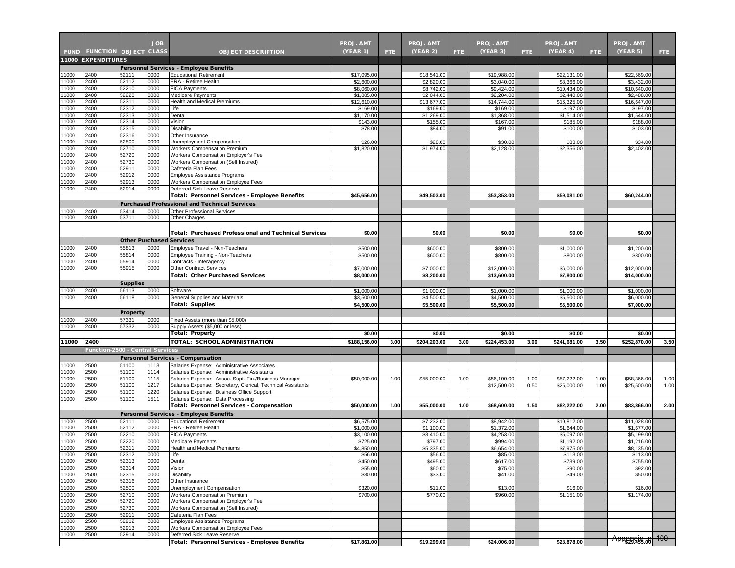| FUND | FUNCTION | OBJECT | JOB CLASS | OBJECT DESCRIPTION | PROJ. AMT (YEAR 1) | FTE | PROJ. AMT (YEAR 2) | FTE | PROJ. AMT (YEAR 3) | FTE | PROJ. AMT (YEAR 4) | FTE | PROJ. AMT (YEAR 5) | FTE |
|---|---|---|---|---|---|---|---|---|---|---|---|---|---|---|
| **11000 EXPENDITURES** | | | | | | | | | | | | | | |
| | | | | **Personnel Services - Employee Benefits** | | | | | | | | | | |
| 11000 | 2400 | 52111 | 0000 | Educational Retirement | $17,095.00 | | $18,541.00 | | $19,988.00 | | $22,131.00 | | $22,569.00 | |
| 11000 | 2400 | 52112 | 0000 | ERA - Retiree Health | $2,600.00 | | $2,820.00 | | $3,040.00 | | $3,366.00 | | $3,432.00 | |
| 11000 | 2400 | 52210 | 0000 | FICA Payments | $8,060.00 | | $8,742.00 | | $9,424.00 | | $10,434.00 | | $10,640.00 | |
| 11000 | 2400 | 52220 | 0000 | Medicare Payments | $1,885.00 | | $2,044.00 | | $2,204.00 | | $2,440.00 | | $2,488.00 | |
| 11000 | 2400 | 52311 | 0000 | Health and Medical Premiums | $12,610.00 | | $13,677.00 | | $14,744.00 | | $16,325.00 | | $16,647.00 | |
| 11000 | 2400 | 52312 | 0000 | Life | $169.00 | | $169.00 | | $169.00 | | $197.00 | | $197.00 | |
| 11000 | 2400 | 52313 | 0000 | Dental | $1,170.00 | | $1,269.00 | | $1,368.00 | | $1,514.00 | | $1,544.00 | |
| 11000 | 2400 | 52314 | 0000 | Vision | $143.00 | | $155.00 | | $167.00 | | $185.00 | | $188.00 | |
| 11000 | 2400 | 52315 | 0000 | Disability | $78.00 | | $84.00 | | $91.00 | | $100.00 | | $103.00 | |
| 11000 | 2400 | 52316 | 0000 | Other Insurance | | | | | | | | | | |
| 11000 | 2400 | 52500 | 0000 | Unemployment Compensation | $26.00 | | $28.00 | | $30.00 | | $33.00 | | $34.00 | |
| 11000 | 2400 | 52710 | 0000 | Workers Compensation Premium | $1,820.00 | | $1,974.00 | | $2,128.00 | | $2,356.00 | | $2,402.00 | |
| 11000 | 2400 | 52720 | 0000 | Workers Compensation Employer's Fee | | | | | | | | | | |
| 11000 | 2400 | 52730 | 0000 | Workers Compensation (Self Insured) | | | | | | | | | | |
| 11000 | 2400 | 52911 | 0000 | Cafeteria Plan Fees | | | | | | | | | | |
| 11000 | 2400 | 52912 | 0000 | Employee Assistance Programs | | | | | | | | | | |
| 11000 | 2400 | 52913 | 0000 | Workers Compensation Employee Fees | | | | | | | | | | |
| 11000 | 2400 | 52914 | 0000 | Deferred Sick Leave Reserve | | | | | | | | | | |
| | | | | **Total: Personnel Services - Employee Benefits** | **$45,656.00** | | **$49,503.00** | | **$53,353.00** | | **$59,081.00** | | **$60,244.00** | |
| | | | | **Purchased Professional and Technical Services** | | | | | | | | | | |
| 11000 | 2400 | 53414 | 0000 | Other Professional Services | | | | | | | | | | |
| 11000 | 2400 | 53711 | 0000 | Other Charges | | | | | | | | | | |
| | | | | **Total: Purchased Professional and Technical Services** | **$0.00** | | **$0.00** | | **$0.00** | | **$0.00** | | **$0.00** | |
| | | **Other Purchased Services** | | | | | | | | | | | | |
| 11000 | 2400 | 55813 | 0000 | Employee Travel - Non-Teachers | $500.00 | | $600.00 | | $800.00 | | $1,000.00 | | $1,200.00 | |
| 11000 | 2400 | 55814 | 0000 | Employee Training - Non-Teachers | $500.00 | | $600.00 | | $800.00 | | $800.00 | | $800.00 | |
| 11000 | 2400 | 55914 | 0000 | Contracts - Interagency | | | | | | | | | | |
| 11000 | 2400 | 55915 | 0000 | Other Contract Services | $7,000.00 | | $7,000.00 | | $12,000.00 | | $6,000.00 | | $12,000.00 | |
| | | | | **Total: Other Purchased Services** | **$8,000.00** | | **$8,200.00** | | **$13,600.00** | | **$7,800.00** | | **$14,000.00** | |
| | | **Supplies** | | | | | | | | | | | | |
| 11000 | 2400 | 56113 | 0000 | Software | $1,000.00 | | $1,000.00 | | $1,000.00 | | $1,000.00 | | $1,000.00 | |
| 11000 | 2400 | 56118 | 0000 | General Supplies and Materials | $3,500.00 | | $4,500.00 | | $4,500.00 | | $5,500.00 | | $6,000.00 | |
| | | | | **Total: Supplies** | **$4,500.00** | | **$5,500.00** | | **$5,500.00** | | **$6,500.00** | | **$7,000.00** | |
| | | **Property** | | | | | | | | | | | | |
| 11000 | 2400 | 57331 | 0000 | Fixed Assets (more than $5,000) | | | | | | | | | | |
| 11000 | 2400 | 57332 | 0000 | Supply Assets ($5,000 or less) | | | | | | | | | | |
| | | | | **Total: Property** | **$0.00** | | **$0.00** | | **$0.00** | | **$0.00** | | **$0.00** | |
| **11000** | **2400** | | | **TOTAL: SCHOOL ADMINISTRATION** | **$188,156.00** | **3.00** | **$204,203.00** | **3.00** | **$224,453.00** | **3.00** | **$241,681.00** | **3.50** | **$252,870.00** | **3.50** |
| | **Function-2500 - Central Services** | | | | | | | | | | | | | |
| | | | | **Personnel Services - Compensation** | | | | | | | | | | |
| 11000 | 2500 | 51100 | 1113 | Salaries Expense: Administrative Associates | | | | | | | | | | |
| 11000 | 2500 | 51100 | 1114 | Salaries Expense: Administrative Assistants | | | | | | | | | | |
| 11000 | 2500 | 51100 | 1115 | Salaries Expense: Assoc. Supt.-Fin./Business Manager | $50,000.00 | 1.00 | $55,000.00 | 1.00 | $56,100.00 | 1.00 | $57,222.00 | 1.00 | $58,366.00 | 1.00 |
| 11000 | 2500 | 51100 | 1217 | Salaries Expense: Secretary, Clerical, Technical Assistants | | | | | $12,500.00 | 0.50 | $25,000.00 | 1.00 | $25,500.00 | 1.00 |
| 11000 | 2500 | 51100 | 1220 | Salaries Expense: Business Office Support | | | | | | | | | | |
| 11000 | 2500 | 51100 | 1511 | Salaries Expense: Data Processing | | | | | | | | | | |
| | | | | **Total: Personnel Services - Compensation** | **$50,000.00** | **1.00** | **$55,000.00** | **1.00** | **$68,600.00** | **1.50** | **$82,222.00** | **2.00** | **$83,866.00** | **2.00** |
| | | | | **Personnel Services - Employee Benefits** | | | | | | | | | | |
| 11000 | 2500 | 52111 | 0000 | Educational Retirement | $6,575.00 | | $7,232.00 | | $8,942.00 | | $10,812.00 | | $11,028.00 | |
| 11000 | 2500 | 52112 | 0000 | ERA - Retiree Health | $1,000.00 | | $1,100.00 | | $1,372.00 | | $1,644.00 | | $1,677.00 | |
| 11000 | 2500 | 52210 | 0000 | FICA Payments | $3,100.00 | | $3,410.00 | | $4,253.00 | | $5,097.00 | | $5,199.00 | |
| 11000 | 2500 | 52220 | 0000 | Medicare Payments | $725.00 | | $797.00 | | $994.00 | | $1,192.00 | | $1,216.00 | |
| 11000 | 2500 | 52311 | 0000 | Health and Medical Premiums | $4,850.00 | | $5,335.00 | | $6,654.00 | | $7,975.00 | | $8,135.00 | |
| 11000 | 2500 | 52312 | 0000 | Life | $56.00 | | $56.00 | | $85.00 | | $113.00 | | $113.00 | |
| 11000 | 2500 | 52313 | 0000 | Dental | $450.00 | | $495.00 | | $617.00 | | $739.00 | | $755.00 | |
| 11000 | 2500 | 52314 | 0000 | Vision | $55.00 | | $60.00 | | $75.00 | | $90.00 | | $92.00 | |
| 11000 | 2500 | 52315 | 0000 | Disability | $30.00 | | $33.00 | | $41.00 | | $49.00 | | $50.00 | |
| 11000 | 2500 | 52316 | 0000 | Other Insurance | | | | | | | | | | |
| 11000 | 2500 | 52500 | 0000 | Unemployment Compensation | $320.00 | | $11.00 | | $13.00 | | $16.00 | | $16.00 | |
| 11000 | 2500 | 52710 | 0000 | Workers Compensation Premium | $700.00 | | $770.00 | | $960.00 | | $1,151.00 | | $1,174.00 | |
| 11000 | 2500 | 52720 | 0000 | Workers Compensation Employer's Fee | | | | | | | | | | |
| 11000 | 2500 | 52730 | 0000 | Workers Compensation (Self Insured) | | | | | | | | | | |
| 11000 | 2500 | 52911 | 0000 | Cafeteria Plan Fees | | | | | | | | | | |
| 11000 | 2500 | 52912 | 0000 | Employee Assistance Programs | | | | | | | | | | |
| 11000 | 2500 | 52913 | 0000 | Workers Compensation Employee Fees | | | | | | | | | | |
| 11000 | 2500 | 52914 | 0000 | Deferred Sick Leave Reserve | | | | | | | | | | |
| | | | | **Total: Personnel Services - Employee Benefits** | **$17,861.00** | | **$19,299.00** | | **$24,006.00** | | **$28,878.00** | | **$29,455.00** | |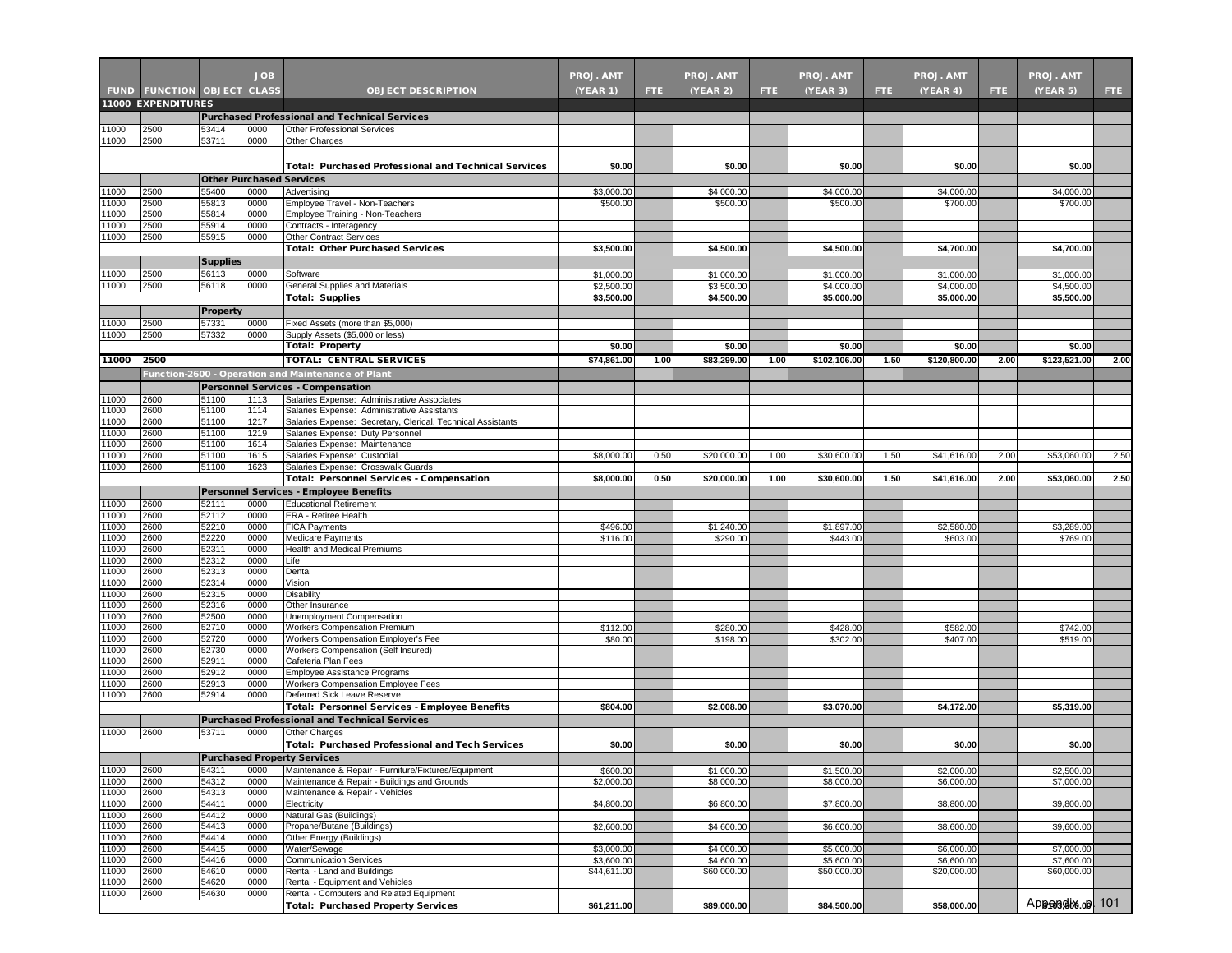| FUND | FUNCTION | OBJECT | JOB CLASS | OBJECT DESCRIPTION | PROJ. AMT (YEAR 1) | FTE | PROJ. AMT (YEAR 2) | FTE | PROJ. AMT (YEAR 3) | FTE | PROJ. AMT (YEAR 4) | FTE | PROJ. AMT (YEAR 5) | FTE |
|---|---|---|---|---|---|---|---|---|---|---|---|---|---|---|
| 11000 EXPENDITURES | | | | | | | | | | | | | | |
| | | | | **Purchased Professional and Technical Services** | | | | | | | | | | |
| 11000 | 2500 | 53414 | 0000 | Other Professional Services | | | | | | | | | | |
| 11000 | 2500 | 53711 | 0000 | Other Charges | | | | | | | | | | |
| | | | | **Total: Purchased Professional and Technical Services** | **$0.00** | | **$0.00** | | **$0.00** | | **$0.00** | | **$0.00** | |
| | | **Other Purchased Services** | | | | | | | | | | | | |
| 11000 | 2500 | 55400 | 0000 | Advertising | $3,000.00 | | $4,000.00 | | $4,000.00 | | $4,000.00 | | $4,000.00 | |
| 11000 | 2500 | 55813 | 0000 | Employee Travel - Non-Teachers | $500.00 | | $500.00 | | $500.00 | | $700.00 | | $700.00 | |
| 11000 | 2500 | 55814 | 0000 | Employee Training - Non-Teachers | | | | | | | | | | |
| 11000 | 2500 | 55914 | 0000 | Contracts - Interagency | | | | | | | | | | |
| 11000 | 2500 | 55915 | 0000 | Other Contract Services | | | | | | | | | | |
| | | | | **Total: Other Purchased Services** | **$3,500.00** | | **$4,500.00** | | **$4,500.00** | | **$4,700.00** | | **$4,700.00** | |
| | | **Supplies** | | | | | | | | | | | | |
| 11000 | 2500 | 56113 | 0000 | Software | $1,000.00 | | $1,000.00 | | $1,000.00 | | $1,000.00 | | $1,000.00 | |
| 11000 | 2500 | 56118 | 0000 | General Supplies and Materials | $2,500.00 | | $3,500.00 | | $4,000.00 | | $4,000.00 | | $4,500.00 | |
| | | | | **Total: Supplies** | **$3,500.00** | | **$4,500.00** | | **$5,000.00** | | **$5,000.00** | | **$5,500.00** | |
| | | **Property** | | | | | | | | | | | | |
| 11000 | 2500 | 57331 | 0000 | Fixed Assets (more than $5,000) | | | | | | | | | | |
| 11000 | 2500 | 57332 | 0000 | Supply Assets ($5,000 or less) | | | | | | | | | | |
| | | | | **Total: Property** | **$0.00** | | **$0.00** | | **$0.00** | | **$0.00** | | **$0.00** | |
| **11000** | **2500** | | | **TOTAL: CENTRAL SERVICES** | **$74,861.00** | **1.00** | **$83,299.00** | **1.00** | **$102,106.00** | **1.50** | **$120,800.00** | **2.00** | **$123,521.00** | **2.00** |
| | **Function-2600 - Operation and Maintenance of Plant** | | | | | | | | | | | | | |
| | | | | **Personnel Services - Compensation** | | | | | | | | | | |
| 11000 | 2600 | 51100 | 1113 | Salaries Expense: Administrative Associates | | | | | | | | | | |
| 11000 | 2600 | 51100 | 1114 | Salaries Expense: Administrative Assistants | | | | | | | | | | |
| 11000 | 2600 | 51100 | 1217 | Salaries Expense: Secretary, Clerical, Technical Assistants | | | | | | | | | | |
| 11000 | 2600 | 51100 | 1219 | Salaries Expense: Duty Personnel | | | | | | | | | | |
| 11000 | 2600 | 51100 | 1614 | Salaries Expense: Maintenance | | | | | | | | | | |
| 11000 | 2600 | 51100 | 1615 | Salaries Expense: Custodial | $8,000.00 | 0.50 | $20,000.00 | 1.00 | $30,600.00 | 1.50 | $41,616.00 | 2.00 | $53,060.00 | 2.50 |
| 11000 | 2600 | 51100 | 1623 | Salaries Expense: Crosswalk Guards | | | | | | | | | | |
| | | | | **Total: Personnel Services - Compensation** | **$8,000.00** | **0.50** | **$20,000.00** | **1.00** | **$30,600.00** | **1.50** | **$41,616.00** | **2.00** | **$53,060.00** | **2.50** |
| | | | | **Personnel Services - Employee Benefits** | | | | | | | | | | |
| 11000 | 2600 | 52111 | 0000 | Educational Retirement | | | | | | | | | | |
| 11000 | 2600 | 52112 | 0000 | ERA - Retiree Health | | | | | | | | | | |
| 11000 | 2600 | 52210 | 0000 | FICA Payments | $496.00 | | $1,240.00 | | $1,897.00 | | $2,580.00 | | $3,289.00 | |
| 11000 | 2600 | 52220 | 0000 | Medicare Payments | $116.00 | | $290.00 | | $443.00 | | $603.00 | | $769.00 | |
| 11000 | 2600 | 52311 | 0000 | Health and Medical Premiums | | | | | | | | | | |
| 11000 | 2600 | 52312 | 0000 | Life | | | | | | | | | | |
| 11000 | 2600 | 52313 | 0000 | Dental | | | | | | | | | | |
| 11000 | 2600 | 52314 | 0000 | Vision | | | | | | | | | | |
| 11000 | 2600 | 52315 | 0000 | Disability | | | | | | | | | | |
| 11000 | 2600 | 52316 | 0000 | Other Insurance | | | | | | | | | | |
| 11000 | 2600 | 52500 | 0000 | Unemployment Compensation | | | | | | | | | | |
| 11000 | 2600 | 52710 | 0000 | Workers Compensation Premium | $112.00 | | $280.00 | | $428.00 | | $582.00 | | $742.00 | |
| 11000 | 2600 | 52720 | 0000 | Workers Compensation Employer's Fee | $80.00 | | $198.00 | | $302.00 | | $407.00 | | $519.00 | |
| 11000 | 2600 | 52730 | 0000 | Workers Compensation (Self Insured) | | | | | | | | | | |
| 11000 | 2600 | 52911 | 0000 | Cafeteria Plan Fees | | | | | | | | | | |
| 11000 | 2600 | 52912 | 0000 | Employee Assistance Programs | | | | | | | | | | |
| 11000 | 2600 | 52913 | 0000 | Workers Compensation Employee Fees | | | | | | | | | | |
| 11000 | 2600 | 52914 | 0000 | Deferred Sick Leave Reserve | | | | | | | | | | |
| | | | | **Total: Personnel Services - Employee Benefits** | **$804.00** | | **$2,008.00** | | **$3,070.00** | | **$4,172.00** | | **$5,319.00** | |
| | | | | **Purchased Professional and Technical Services** | | | | | | | | | | |
| 11000 | 2600 | 53711 | 0000 | Other Charges | | | | | | | | | | |
| | | | | **Total: Purchased Professional and Tech Services** | **$0.00** | | **$0.00** | | **$0.00** | | **$0.00** | | **$0.00** | |
| | | **Purchased Property Services** | | | | | | | | | | | | |
| 11000 | 2600 | 54311 | 0000 | Maintenance & Repair - Furniture/Fixtures/Equipment | $600.00 | | $1,000.00 | | $1,500.00 | | $2,000.00 | | $2,500.00 | |
| 11000 | 2600 | 54312 | 0000 | Maintenance & Repair - Buildings and Grounds | $2,000.00 | | $8,000.00 | | $8,000.00 | | $6,000.00 | | $7,000.00 | |
| 11000 | 2600 | 54313 | 0000 | Maintenance & Repair - Vehicles | | | | | | | | | | |
| 11000 | 2600 | 54411 | 0000 | Electricity | $4,800.00 | | $6,800.00 | | $7,800.00 | | $8,800.00 | | $9,800.00 | |
| 11000 | 2600 | 54412 | 0000 | Natural Gas (Buildings) | | | | | | | | | | |
| 11000 | 2600 | 54413 | 0000 | Propane/Butane (Buildings) | $2,600.00 | | $4,600.00 | | $6,600.00 | | $8,600.00 | | $9,600.00 | |
| 11000 | 2600 | 54414 | 0000 | Other Energy (Buildings) | | | | | | | | | | |
| 11000 | 2600 | 54415 | 0000 | Water/Sewage | $3,000.00 | | $4,000.00 | | $5,000.00 | | $6,000.00 | | $7,000.00 | |
| 11000 | 2600 | 54416 | 0000 | Communication Services | $3,600.00 | | $4,600.00 | | $5,600.00 | | $6,600.00 | | $7,600.00 | |
| 11000 | 2600 | 54610 | 0000 | Rental - Land and Buildings | $44,611.00 | | $60,000.00 | | $50,000.00 | | $20,000.00 | | $60,000.00 | |
| 11000 | 2600 | 54620 | 0000 | Rental - Equipment and Vehicles | | | | | | | | | | |
| 11000 | 2600 | 54630 | 0000 | Rental - Computers and Related Equipment | | | | | | | | | | |
| | | | | **Total: Purchased Property Services** | **$61,211.00** | | **$89,000.00** | | **$84,500.00** | | **$58,000.00** | | **$103,500.00** | |

Appendix D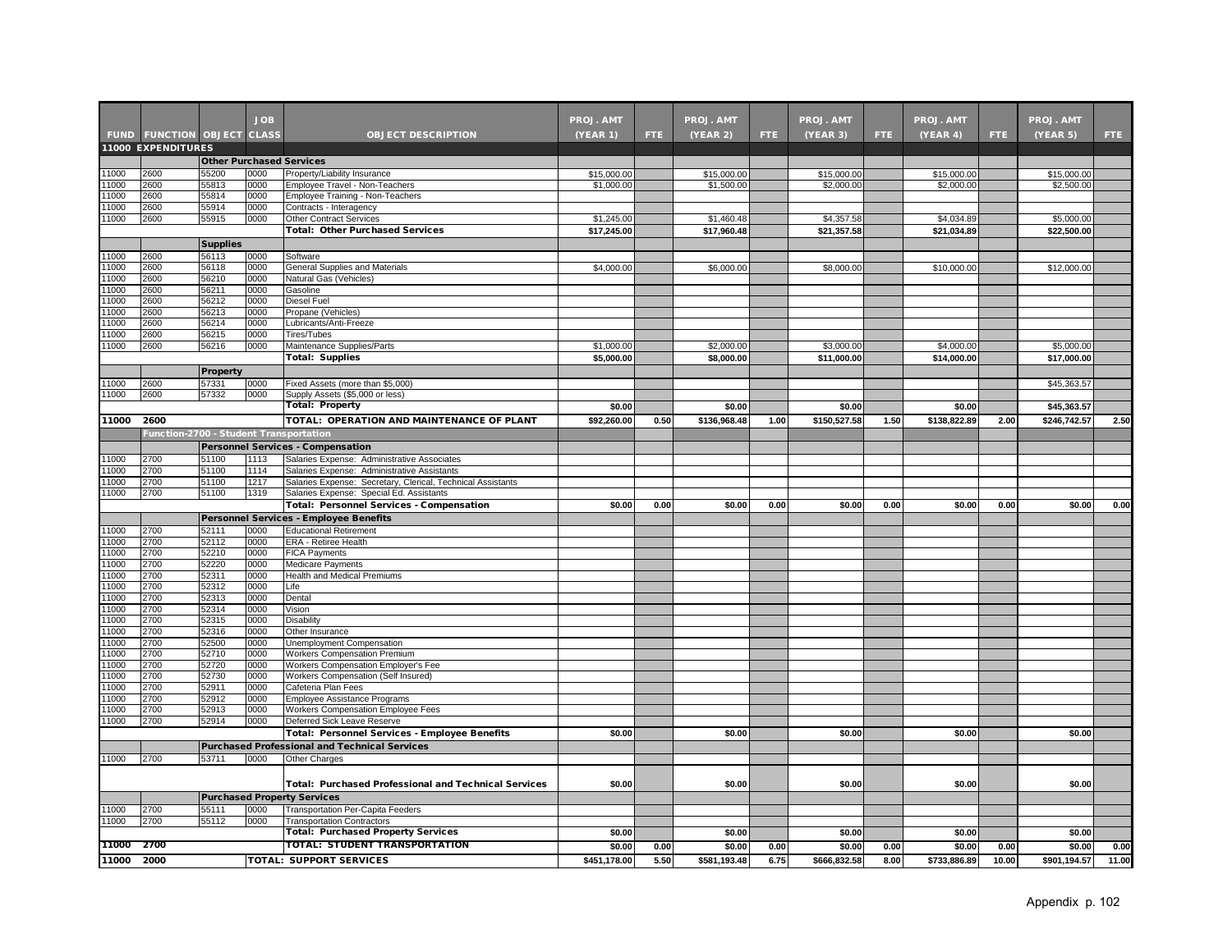| FUND | FUNCTION | OBJECT | JOB CLASS | OBJECT DESCRIPTION | PROJ. AMT (YEAR 1) | FTE | PROJ. AMT (YEAR 2) | FTE | PROJ. AMT (YEAR 3) | FTE | PROJ. AMT (YEAR 4) | FTE | PROJ. AMT (YEAR 5) | FTE |
|---|---|---|---|---|---|---|---|---|---|---|---|---|---|---|
| **11000 EXPENDITURES** | | | | | | | | | | | | | | |
| | | **Other Purchased Services** | | | | | | | | | | | | |
| 11000 | 2600 | 55200 | 0000 | Property/Liability Insurance | $15,000.00 | | $15,000.00 | | $15,000.00 | | $15,000.00 | | $15,000.00 | |
| 11000 | 2600 | 55813 | 0000 | Employee Travel - Non-Teachers | $1,000.00 | | $1,500.00 | | $2,000.00 | | $2,000.00 | | $2,500.00 | |
| 11000 | 2600 | 55814 | 0000 | Employee Training - Non-Teachers | | | | | | | | | | |
| 11000 | 2600 | 55914 | 0000 | Contracts - Interagency | | | | | | | | | | |
| 11000 | 2600 | 55915 | 0000 | Other Contract Services | $1,245.00 | | $1,460.48 | | $4,357.58 | | $4,034.89 | | $5,000.00 | |
| | | | | **Total: Other Purchased Services** | **$17,245.00** | | **$17,960.48** | | **$21,357.58** | | **$21,034.89** | | **$22,500.00** | |
| | | **Supplies** | | | | | | | | | | | | |
| 11000 | 2600 | 56113 | 0000 | Software | | | | | | | | | | |
| 11000 | 2600 | 56118 | 0000 | General Supplies and Materials | $4,000.00 | | $6,000.00 | | $8,000.00 | | $10,000.00 | | $12,000.00 | |
| 11000 | 2600 | 56210 | 0000 | Natural Gas (Vehicles) | | | | | | | | | | |
| 11000 | 2600 | 56211 | 0000 | Gasoline | | | | | | | | | | |
| 11000 | 2600 | 56212 | 0000 | Diesel Fuel | | | | | | | | | | |
| 11000 | 2600 | 56213 | 0000 | Propane (Vehicles) | | | | | | | | | | |
| 11000 | 2600 | 56214 | 0000 | Lubricants/Anti-Freeze | | | | | | | | | | |
| 11000 | 2600 | 56215 | 0000 | Tires/Tubes | | | | | | | | | | |
| 11000 | 2600 | 56216 | 0000 | Maintenance Supplies/Parts | $1,000.00 | | $2,000.00 | | $3,000.00 | | $4,000.00 | | $5,000.00 | |
| | | | | **Total: Supplies** | **$5,000.00** | | **$8,000.00** | | **$11,000.00** | | **$14,000.00** | | **$17,000.00** | |
| | | **Property** | | | | | | | | | | | | |
| 11000 | 2600 | 57331 | 0000 | Fixed Assets (more than $5,000) | | | | | | | | | $45,363.57 | |
| 11000 | 2600 | 57332 | 0000 | Supply Assets ($5,000 or less) | | | | | | | | | | |
| | | | | **Total: Property** | **$0.00** | | **$0.00** | | **$0.00** | | **$0.00** | | **$45,363.57** | |
| **11000** | **2600** | | | **TOTAL: OPERATION AND MAINTENANCE OF PLANT** | **$92,260.00** | **0.50** | **$136,968.48** | **1.00** | **$150,527.58** | **1.50** | **$138,822.89** | **2.00** | **$246,742.57** | **2.50** |
| | **Function-2700 - Student Transportation** | | | | | | | | | | | | | |
| | | **Personnel Services - Compensation** | | | | | | | | | | | | |
| 11000 | 2700 | 51100 | 1113 | Salaries Expense: Administrative Associates | | | | | | | | | | |
| 11000 | 2700 | 51100 | 1114 | Salaries Expense: Administrative Assistants | | | | | | | | | | |
| 11000 | 2700 | 51100 | 1217 | Salaries Expense: Secretary, Clerical, Technical Assistants | | | | | | | | | | |
| 11000 | 2700 | 51100 | 1319 | Salaries Expense: Special Ed. Assistants | | | | | | | | | | |
| | | | | **Total: Personnel Services - Compensation** | **$0.00** | **0.00** | **$0.00** | **0.00** | **$0.00** | **0.00** | **$0.00** | **0.00** | **$0.00** | **0.00** |
| | | **Personnel Services - Employee Benefits** | | | | | | | | | | | | |
| 11000 | 2700 | 52111 | 0000 | Educational Retirement | | | | | | | | | | |
| 11000 | 2700 | 52112 | 0000 | ERA - Retiree Health | | | | | | | | | | |
| 11000 | 2700 | 52210 | 0000 | FICA Payments | | | | | | | | | | |
| 11000 | 2700 | 52220 | 0000 | Medicare Payments | | | | | | | | | | |
| 11000 | 2700 | 52311 | 0000 | Health and Medical Premiums | | | | | | | | | | |
| 11000 | 2700 | 52312 | 0000 | Life | | | | | | | | | | |
| 11000 | 2700 | 52313 | 0000 | Dental | | | | | | | | | | |
| 11000 | 2700 | 52314 | 0000 | Vision | | | | | | | | | | |
| 11000 | 2700 | 52315 | 0000 | Disability | | | | | | | | | | |
| 11000 | 2700 | 52316 | 0000 | Other Insurance | | | | | | | | | | |
| 11000 | 2700 | 52500 | 0000 | Unemployment Compensation | | | | | | | | | | |
| 11000 | 2700 | 52710 | 0000 | Workers Compensation Premium | | | | | | | | | | |
| 11000 | 2700 | 52720 | 0000 | Workers Compensation Employer's Fee | | | | | | | | | | |
| 11000 | 2700 | 52730 | 0000 | Workers Compensation (Self Insured) | | | | | | | | | | |
| 11000 | 2700 | 52911 | 0000 | Cafeteria Plan Fees | | | | | | | | | | |
| 11000 | 2700 | 52912 | 0000 | Employee Assistance Programs | | | | | | | | | | |
| 11000 | 2700 | 52913 | 0000 | Workers Compensation Employee Fees | | | | | | | | | | |
| 11000 | 2700 | 52914 | 0000 | Deferred Sick Leave Reserve | | | | | | | | | | |
| | | | | **Total: Personnel Services - Employee Benefits** | **$0.00** | | **$0.00** | | **$0.00** | | **$0.00** | | **$0.00** | |
| | | **Purchased Professional and Technical Services** | | | | | | | | | | | | |
| 11000 | 2700 | 53711 | 0000 | Other Charges | | | | | | | | | | |
| | | | | **Total: Purchased Professional and Technical Services** | **$0.00** | | **$0.00** | | **$0.00** | | **$0.00** | | **$0.00** | |
| | | **Purchased Property Services** | | | | | | | | | | | | |
| 11000 | 2700 | 55111 | 0000 | Transportation Per-Capita Feeders | | | | | | | | | | |
| 11000 | 2700 | 55112 | 0000 | Transportation Contractors | | | | | | | | | | |
| | | | | **Total: Purchased Property Services** | **$0.00** | | **$0.00** | | **$0.00** | | **$0.00** | | **$0.00** | |
| **11000** | **2700** | | | **TOTAL: STUDENT TRANSPORTATION** | **$0.00** | **0.00** | **$0.00** | **0.00** | **$0.00** | **0.00** | **$0.00** | **0.00** | **$0.00** | **0.00** |
| **11000** | **2000** | | | **TOTAL: SUPPORT SERVICES** | **$451,178.00** | **5.50** | **$581,193.48** | **6.75** | **$666,832.58** | **8.00** | **$733,886.89** | **10.00** | **$901,194.57** | **11.00** |

Appendix p. 102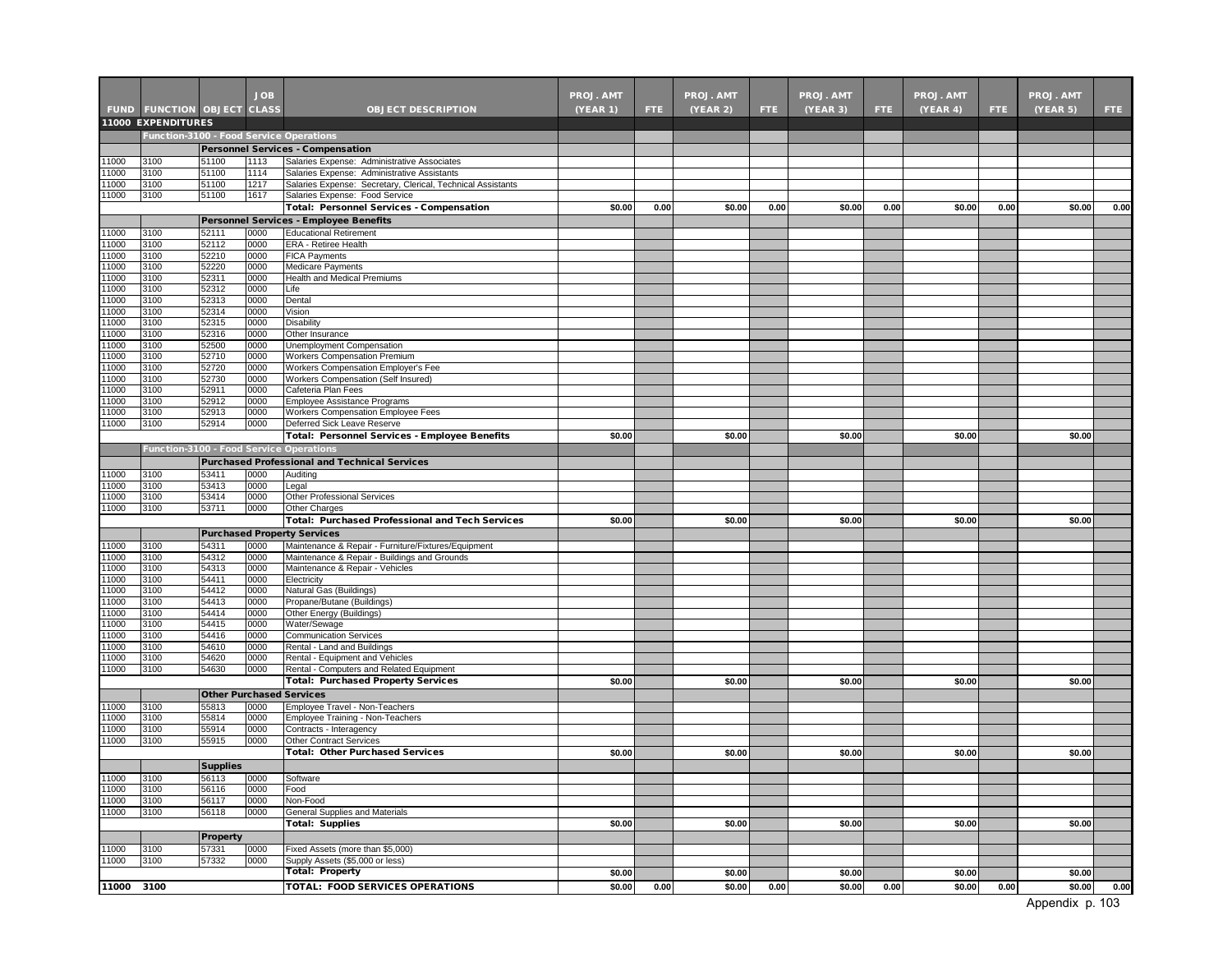| FUND | FUNCTION | OBJECT | JOB CLASS | OBJECT DESCRIPTION | PROJ. AMT (YEAR 1) | FTE | PROJ. AMT (YEAR 2) | FTE | PROJ. AMT (YEAR 3) | FTE | PROJ. AMT (YEAR 4) | FTE | PROJ. AMT (YEAR 5) | FTE |
|---|---|---|---|---|---|---|---|---|---|---|---|---|---|---|
| **11000 EXPENDITURES** | | | | | | | | | | | | | | |
| | **Function-3100 - Food Service Operations** | | | | | | | | | | | | | |
| | | **Personnel Services - Compensation** | | | | | | | | | | | | |
| 11000 | 3100 | 51100 | 1113 | Salaries Expense: Administrative Associates | | | | | | | | | | |
| 11000 | 3100 | 51100 | 1114 | Salaries Expense: Administrative Assistants | | | | | | | | | | |
| 11000 | 3100 | 51100 | 1217 | Salaries Expense: Secretary, Clerical, Technical Assistants | | | | | | | | | | |
| 11000 | 3100 | 51100 | 1617 | Salaries Expense: Food Service | | | | | | | | | | |
| | | | | **Total: Personnel Services - Compensation** | $0.00 | 0.00 | $0.00 | 0.00 | $0.00 | 0.00 | $0.00 | 0.00 | $0.00 | 0.00 |
| | | **Personnel Services - Employee Benefits** | | | | | | | | | | | | |
| 11000 | 3100 | 52111 | 0000 | Educational Retirement | | | | | | | | | | |
| 11000 | 3100 | 52112 | 0000 | ERA - Retiree Health | | | | | | | | | | |
| 11000 | 3100 | 52210 | 0000 | FICA Payments | | | | | | | | | | |
| 11000 | 3100 | 52220 | 0000 | Medicare Payments | | | | | | | | | | |
| 11000 | 3100 | 52311 | 0000 | Health and Medical Premiums | | | | | | | | | | |
| 11000 | 3100 | 52312 | 0000 | Life | | | | | | | | | | |
| 11000 | 3100 | 52313 | 0000 | Dental | | | | | | | | | | |
| 11000 | 3100 | 52314 | 0000 | Vision | | | | | | | | | | |
| 11000 | 3100 | 52315 | 0000 | Disability | | | | | | | | | | |
| 11000 | 3100 | 52316 | 0000 | Other Insurance | | | | | | | | | | |
| 11000 | 3100 | 52500 | 0000 | Unemployment Compensation | | | | | | | | | | |
| 11000 | 3100 | 52710 | 0000 | Workers Compensation Premium | | | | | | | | | | |
| 11000 | 3100 | 52720 | 0000 | Workers Compensation Employer's Fee | | | | | | | | | | |
| 11000 | 3100 | 52730 | 0000 | Workers Compensation (Self Insured) | | | | | | | | | | |
| 11000 | 3100 | 52911 | 0000 | Cafeteria Plan Fees | | | | | | | | | | |
| 11000 | 3100 | 52912 | 0000 | Employee Assistance Programs | | | | | | | | | | |
| 11000 | 3100 | 52913 | 0000 | Workers Compensation Employee Fees | | | | | | | | | | |
| 11000 | 3100 | 52914 | 0000 | Deferred Sick Leave Reserve | | | | | | | | | | |
| | | | | **Total: Personnel Services - Employee Benefits** | $0.00 | | $0.00 | | $0.00 | | $0.00 | | $0.00 | |
| | **Function-3100 - Food Service Operations** | | | | | | | | | | | | | |
| | | **Purchased Professional and Technical Services** | | | | | | | | | | | | |
| 11000 | 3100 | 53411 | 0000 | Auditing | | | | | | | | | | |
| 11000 | 3100 | 53413 | 0000 | Legal | | | | | | | | | | |
| 11000 | 3100 | 53414 | 0000 | Other Professional Services | | | | | | | | | | |
| 11000 | 3100 | 53711 | 0000 | Other Charges | | | | | | | | | | |
| | | | | **Total: Purchased Professional and Tech Services** | $0.00 | | $0.00 | | $0.00 | | $0.00 | | $0.00 | |
| | | **Purchased Property Services** | | | | | | | | | | | | |
| 11000 | 3100 | 54311 | 0000 | Maintenance & Repair - Furniture/Fixtures/Equipment | | | | | | | | | | |
| 11000 | 3100 | 54312 | 0000 | Maintenance & Repair - Buildings and Grounds | | | | | | | | | | |
| 11000 | 3100 | 54313 | 0000 | Maintenance & Repair - Vehicles | | | | | | | | | | |
| 11000 | 3100 | 54411 | 0000 | Electricity | | | | | | | | | | |
| 11000 | 3100 | 54412 | 0000 | Natural Gas (Buildings) | | | | | | | | | | |
| 11000 | 3100 | 54413 | 0000 | Propane/Butane (Buildings) | | | | | | | | | | |
| 11000 | 3100 | 54414 | 0000 | Other Energy (Buildings) | | | | | | | | | | |
| 11000 | 3100 | 54415 | 0000 | Water/Sewage | | | | | | | | | | |
| 11000 | 3100 | 54416 | 0000 | Communication Services | | | | | | | | | | |
| 11000 | 3100 | 54610 | 0000 | Rental - Land and Buildings | | | | | | | | | | |
| 11000 | 3100 | 54620 | 0000 | Rental - Equipment and Vehicles | | | | | | | | | | |
| 11000 | 3100 | 54630 | 0000 | Rental - Computers and Related Equipment | | | | | | | | | | |
| | | | | **Total: Purchased Property Services** | $0.00 | | $0.00 | | $0.00 | | $0.00 | | $0.00 | |
| | | **Other Purchased Services** | | | | | | | | | | | | |
| 11000 | 3100 | 55813 | 0000 | Employee Travel - Non-Teachers | | | | | | | | | | |
| 11000 | 3100 | 55814 | 0000 | Employee Training - Non-Teachers | | | | | | | | | | |
| 11000 | 3100 | 55914 | 0000 | Contracts - Interagency | | | | | | | | | | |
| 11000 | 3100 | 55915 | 0000 | Other Contract Services | | | | | | | | | | |
| | | | | **Total: Other Purchased Services** | $0.00 | | $0.00 | | $0.00 | | $0.00 | | $0.00 | |
| | | **Supplies** | | | | | | | | | | | | |
| 11000 | 3100 | 56113 | 0000 | Software | | | | | | | | | | |
| 11000 | 3100 | 56116 | 0000 | Food | | | | | | | | | | |
| 11000 | 3100 | 56117 | 0000 | Non-Food | | | | | | | | | | |
| 11000 | 3100 | 56118 | 0000 | General Supplies and Materials | | | | | | | | | | |
| | | | | **Total: Supplies** | $0.00 | | $0.00 | | $0.00 | | $0.00 | | $0.00 | |
| | | **Property** | | | | | | | | | | | | |
| 11000 | 3100 | 57331 | 0000 | Fixed Assets (more than $5,000) | | | | | | | | | | |
| 11000 | 3100 | 57332 | 0000 | Supply Assets ($5,000 or less) | | | | | | | | | | |
| | | | | **Total: Property** | $0.00 | | $0.00 | | $0.00 | | $0.00 | | $0.00 | |
| **11000** | **3100** | | | **TOTAL: FOOD SERVICES OPERATIONS** | $0.00 | 0.00 | $0.00 | 0.00 | $0.00 | 0.00 | $0.00 | 0.00 | $0.00 | 0.00 |

Appendix p. 103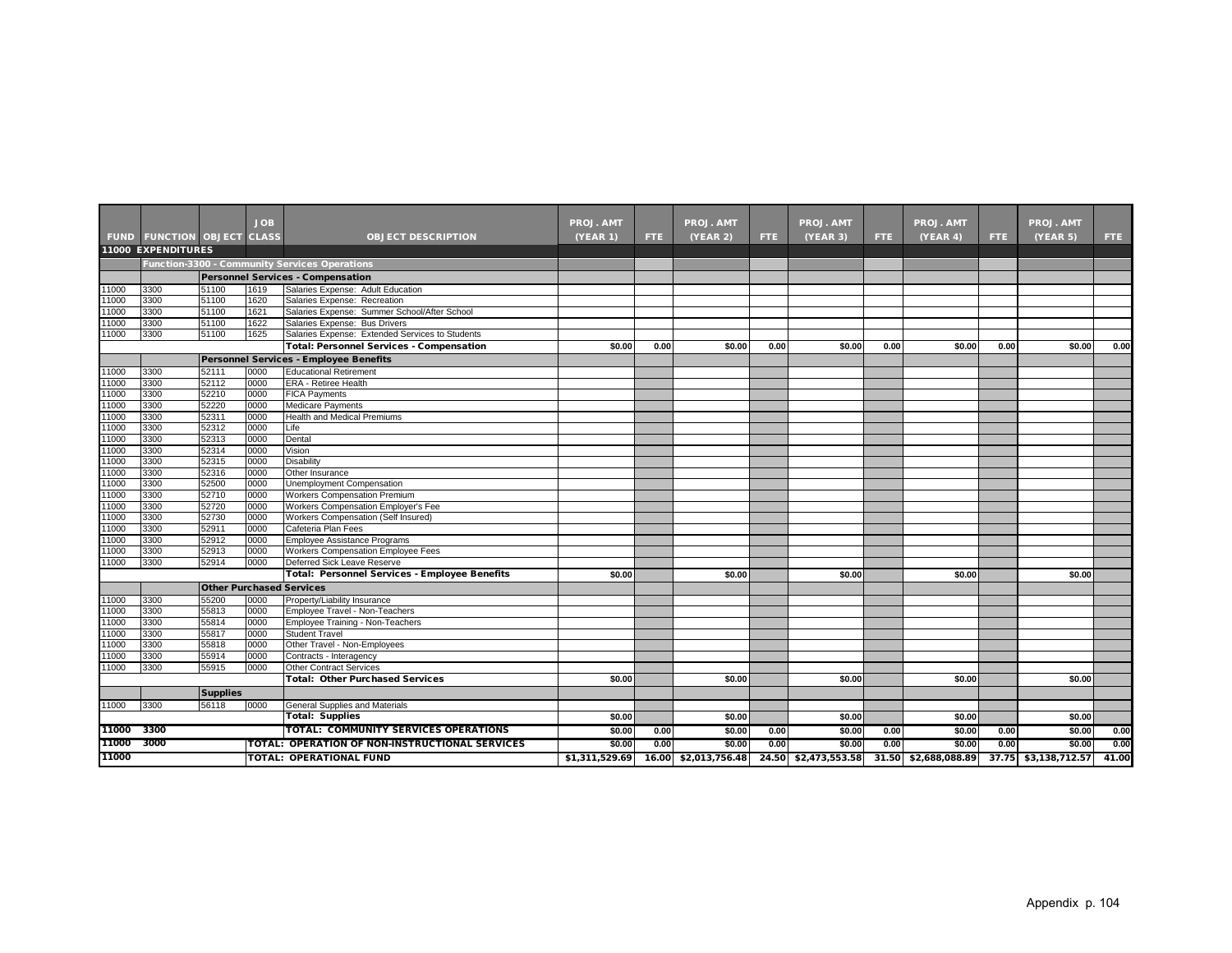| FUND | FUNCTION | OBJECT | JOB CLASS | OBJECT DESCRIPTION | PROJ. AMT (YEAR 1) | FTE | PROJ. AMT (YEAR 2) | FTE | PROJ. AMT (YEAR 3) | FTE | PROJ. AMT (YEAR 4) | FTE | PROJ. AMT (YEAR 5) | FTE |
|---|---|---|---|---|---|---|---|---|---|---|---|---|---|---|
| 11000 EXPENDITURES | | | | | | | | | | | | | | |
| | Function-3300 - Community Services Operations | | | | | | | | | | | | | |
| | | Personnel Services - Compensation | | | | | | | | | | | | |
| 11000 | 3300 | 51100 | 1619 | Salaries Expense: Adult Education | | | | | | | | | | |
| 11000 | 3300 | 51100 | 1620 | Salaries Expense: Recreation | | | | | | | | | | |
| 11000 | 3300 | 51100 | 1621 | Salaries Expense: Summer School/After School | | | | | | | | | | |
| 11000 | 3300 | 51100 | 1622 | Salaries Expense: Bus Drivers | | | | | | | | | | |
| 11000 | 3300 | 51100 | 1625 | Salaries Expense: Extended Services to Students | | | | | | | | | | |
| | | | | Total: Personnel Services - Compensation | $0.00 | 0.00 | $0.00 | 0.00 | $0.00 | 0.00 | $0.00 | 0.00 | $0.00 | 0.00 |
| | | Personnel Services - Employee Benefits | | | | | | | | | | | | |
| 11000 | 3300 | 52111 | 0000 | Educational Retirement | | | | | | | | | | |
| 11000 | 3300 | 52112 | 0000 | ERA - Retiree Health | | | | | | | | | | |
| 11000 | 3300 | 52210 | 0000 | FICA Payments | | | | | | | | | | |
| 11000 | 3300 | 52220 | 0000 | Medicare Payments | | | | | | | | | | |
| 11000 | 3300 | 52311 | 0000 | Health and Medical Premiums | | | | | | | | | | |
| 11000 | 3300 | 52312 | 0000 | Life | | | | | | | | | | |
| 11000 | 3300 | 52313 | 0000 | Dental | | | | | | | | | | |
| 11000 | 3300 | 52314 | 0000 | Vision | | | | | | | | | | |
| 11000 | 3300 | 52315 | 0000 | Disability | | | | | | | | | | |
| 11000 | 3300 | 52316 | 0000 | Other Insurance | | | | | | | | | | |
| 11000 | 3300 | 52500 | 0000 | Unemployment Compensation | | | | | | | | | | |
| 11000 | 3300 | 52710 | 0000 | Workers Compensation Premium | | | | | | | | | | |
| 11000 | 3300 | 52720 | 0000 | Workers Compensation Employer's Fee | | | | | | | | | | |
| 11000 | 3300 | 52730 | 0000 | Workers Compensation (Self Insured) | | | | | | | | | | |
| 11000 | 3300 | 52911 | 0000 | Cafeteria Plan Fees | | | | | | | | | | |
| 11000 | 3300 | 52912 | 0000 | Employee Assistance Programs | | | | | | | | | | |
| 11000 | 3300 | 52913 | 0000 | Workers Compensation Employee Fees | | | | | | | | | | |
| 11000 | 3300 | 52914 | 0000 | Deferred Sick Leave Reserve | | | | | | | | | | |
| | | | | Total: Personnel Services - Employee Benefits | $0.00 | | $0.00 | | $0.00 | | $0.00 | | $0.00 | |
| | | Other Purchased Services | | | | | | | | | | | | |
| 11000 | 3300 | 55200 | 0000 | Property/Liability Insurance | | | | | | | | | | |
| 11000 | 3300 | 55813 | 0000 | Employee Travel - Non-Teachers | | | | | | | | | | |
| 11000 | 3300 | 55814 | 0000 | Employee Training - Non-Teachers | | | | | | | | | | |
| 11000 | 3300 | 55817 | 0000 | Student Travel | | | | | | | | | | |
| 11000 | 3300 | 55818 | 0000 | Other Travel - Non-Employees | | | | | | | | | | |
| 11000 | 3300 | 55914 | 0000 | Contracts - Interagency | | | | | | | | | | |
| 11000 | 3300 | 55915 | 0000 | Other Contract Services | | | | | | | | | | |
| | | | | Total: Other Purchased Services | $0.00 | | $0.00 | | $0.00 | | $0.00 | | $0.00 | |
| | | Supplies | | | | | | | | | | | | |
| 11000 | 3300 | 56118 | 0000 | General Supplies and Materials | | | | | | | | | | |
| | | | | Total: Supplies | $0.00 | | $0.00 | | $0.00 | | $0.00 | | $0.00 | |
| 11000 | 3300 | | | TOTAL: COMMUNITY SERVICES OPERATIONS | $0.00 | 0.00 | $0.00 | 0.00 | $0.00 | 0.00 | $0.00 | 0.00 | $0.00 | 0.00 |
| 11000 | 3000 | | | TOTAL: OPERATION OF NON-INSTRUCTIONAL SERVICES | $0.00 | 0.00 | $0.00 | 0.00 | $0.00 | 0.00 | $0.00 | 0.00 | $0.00 | 0.00 |
| 11000 | | | | TOTAL: OPERATIONAL FUND | $1,311,529.69 | 16.00 | $2,013,756.48 | 24.50 | $2,473,553.58 | 31.50 | $2,688,088.89 | 37.75 | $3,138,712.57 | 41.00 |

Appendix p. 104